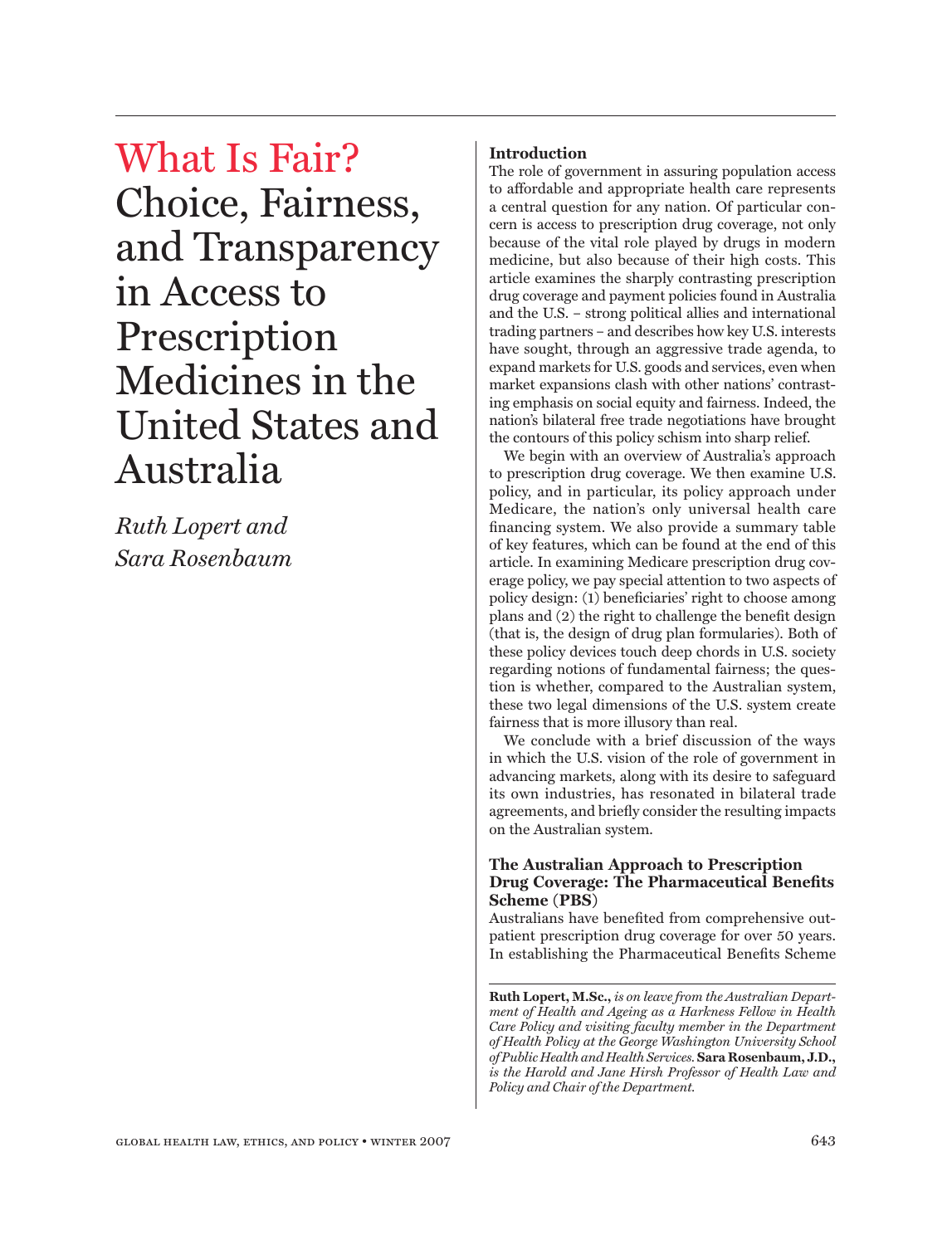# What Is Fair? Choice, Fairness, and Transparency in Access to Prescription Medicines in the United States and Australia

*Ruth Lopert and Sara Rosenbaum*

**Introduction**

The role of government in assuring population access to affordable and appropriate health care represents a central question for any nation. Of particular concern is access to prescription drug coverage, not only because of the vital role played by drugs in modern medicine, but also because of their high costs. This article examines the sharply contrasting prescription drug coverage and payment policies found in Australia and the U.S. – strong political allies and international trading partners – and describes how key U.S. interests have sought, through an aggressive trade agenda, to expand markets for U.S. goods and services, even when market expansions clash with other nations' contrasting emphasis on social equity and fairness. Indeed, the nation's bilateral free trade negotiations have brought the contours of this policy schism into sharp relief.

We begin with an overview of Australia's approach to prescription drug coverage. We then examine U.S. policy, and in particular, its policy approach under Medicare, the nation's only universal health care financing system. We also provide a summary table of key features, which can be found at the end of this article. In examining Medicare prescription drug coverage policy, we pay special attention to two aspects of policy design: (1) beneficiaries' right to choose among plans and (2) the right to challenge the benefit design (that is, the design of drug plan formularies). Both of these policy devices touch deep chords in U.S. society regarding notions of fundamental fairness; the question is whether, compared to the Australian system, these two legal dimensions of the U.S. system create fairness that is more illusory than real.

We conclude with a brief discussion of the ways in which the U.S. vision of the role of government in advancing markets, along with its desire to safeguard its own industries, has resonated in bilateral trade agreements, and briefly consider the resulting impacts on the Australian system.

**The Australian Approach to Prescription Drug Coverage: The Pharmaceutical Benefits Scheme (PBS)**

Australians have benefited from comprehensive outpatient prescription drug coverage for over 50 years. In establishing the Pharmaceutical Benefits Scheme

---

**Ruth Lopert, M.Sc.,** *is on leave from the Australian Department of Health and Ageing as a Harkness Fellow in Health Care Policy and visiting faculty member in the Department of Health Policy at the George Washington University School of Public Health and Health Services.* **Sara Rosenbaum, J.D.,** *is the Harold and Jane Hirsh Professor of Health Law and Policy and Chair of the Department.*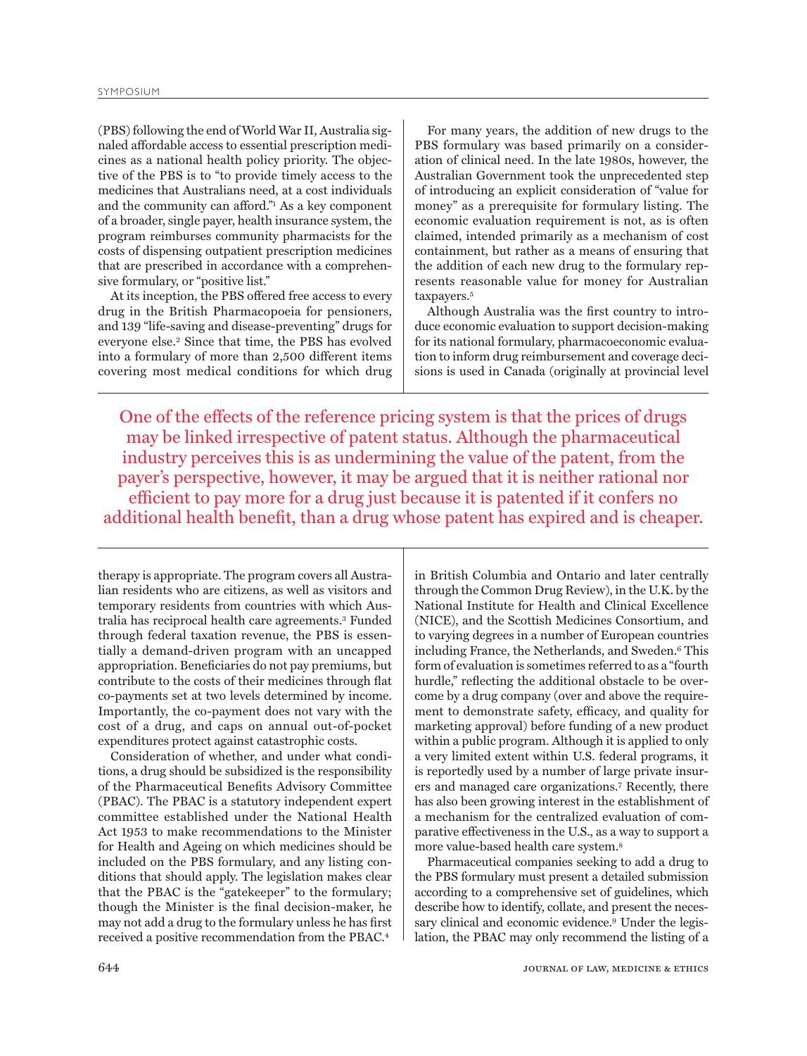(PBS) following the end of World War II, Australia signaled affordable access to essential prescription medicines as a national health policy priority. The objective of the PBS is to "to provide timely access to the medicines that Australians need, at a cost individuals and the community can afford."[1] As a key component of a broader, single payer, health insurance system, the program reimburses community pharmacists for the costs of dispensing outpatient prescription medicines that are prescribed in accordance with a comprehensive formulary, or "positive list."

At its inception, the PBS offered free access to every drug in the British Pharmacopoeia for pensioners, and 139 "life-saving and disease-preventing" drugs for everyone else.[2] Since that time, the PBS has evolved into a formulary of more than 2,500 different items covering most medical conditions for which drug therapy is appropriate. The program covers all Australian residents who are citizens, as well as visitors and temporary residents from countries with which Australia has reciprocal health care agreements.[3] Funded through federal taxation revenue, the PBS is essentially a demand-driven program with an uncapped appropriation. Beneficiaries do not pay premiums, but contribute to the costs of their medicines through flat co-payments set at two levels determined by income. Importantly, the co-payment does not vary with the cost of a drug, and caps on annual out-of-pocket expenditures protect against catastrophic costs.

Consideration of whether, and under what conditions, a drug should be subsidized is the responsibility of the Pharmaceutical Benefits Advisory Committee (PBAC). The PBAC is a statutory independent expert committee established under the National Health Act 1953 to make recommendations to the Minister for Health and Ageing on which medicines should be included on the PBS formulary, and any listing conditions that should apply. The legislation makes clear that the PBAC is the "gatekeeper" to the formulary; though the Minister is the final decision-maker, he may not add a drug to the formulary unless he has first received a positive recommendation from the PBAC.[4]

For many years, the addition of new drugs to the PBS formulary was based primarily on a consideration of clinical need. In the late 1980s, however, the Australian Government took the unprecedented step of introducing an explicit consideration of "value for money" as a prerequisite for formulary listing. The economic evaluation requirement is not, as is often claimed, intended primarily as a mechanism of cost containment, but rather as a means of ensuring that the addition of each new drug to the formulary represents reasonable value for money for Australian taxpayers.[5]

Although Australia was the first country to introduce economic evaluation to support decision-making for its national formulary, pharmacoeconomic evaluation to inform drug reimbursement and coverage decisions is used in Canada (originally at provincial level in British Columbia and Ontario and later centrally through the Common Drug Review), in the U.K. by the National Institute for Health and Clinical Excellence (NICE), and the Scottish Medicines Consortium, and to varying degrees in a number of European countries including France, the Netherlands, and Sweden.[6] This form of evaluation is sometimes referred to as a "fourth hurdle," reflecting the additional obstacle to be overcome by a drug company (over and above the requirement to demonstrate safety, efficacy, and quality for marketing approval) before funding of a new product within a public program. Although it is applied to only a very limited extent within U.S. federal programs, it is reportedly used by a number of large private insurers and managed care organizations.[7] Recently, there has also been growing interest in the establishment of a mechanism for the centralized evaluation of comparative effectiveness in the U.S., as a way to support a more value-based health care system.[8]

Pharmaceutical companies seeking to add a drug to the PBS formulary must present a detailed submission according to a comprehensive set of guidelines, which describe how to identify, collate, and present the necessary clinical and economic evidence.[9] Under the legislation, the PBAC may only recommend the listing of a

> One of the effects of the reference pricing system is that the prices of drugs may be linked irrespective of patent status. Although the pharmaceutical industry perceives this is as undermining the value of the patent, from the payer's perspective, however, it may be argued that it is neither rational nor efficient to pay more for a drug just because it is patented if it confers no additional health benefit, than a drug whose patent has expired and is cheaper.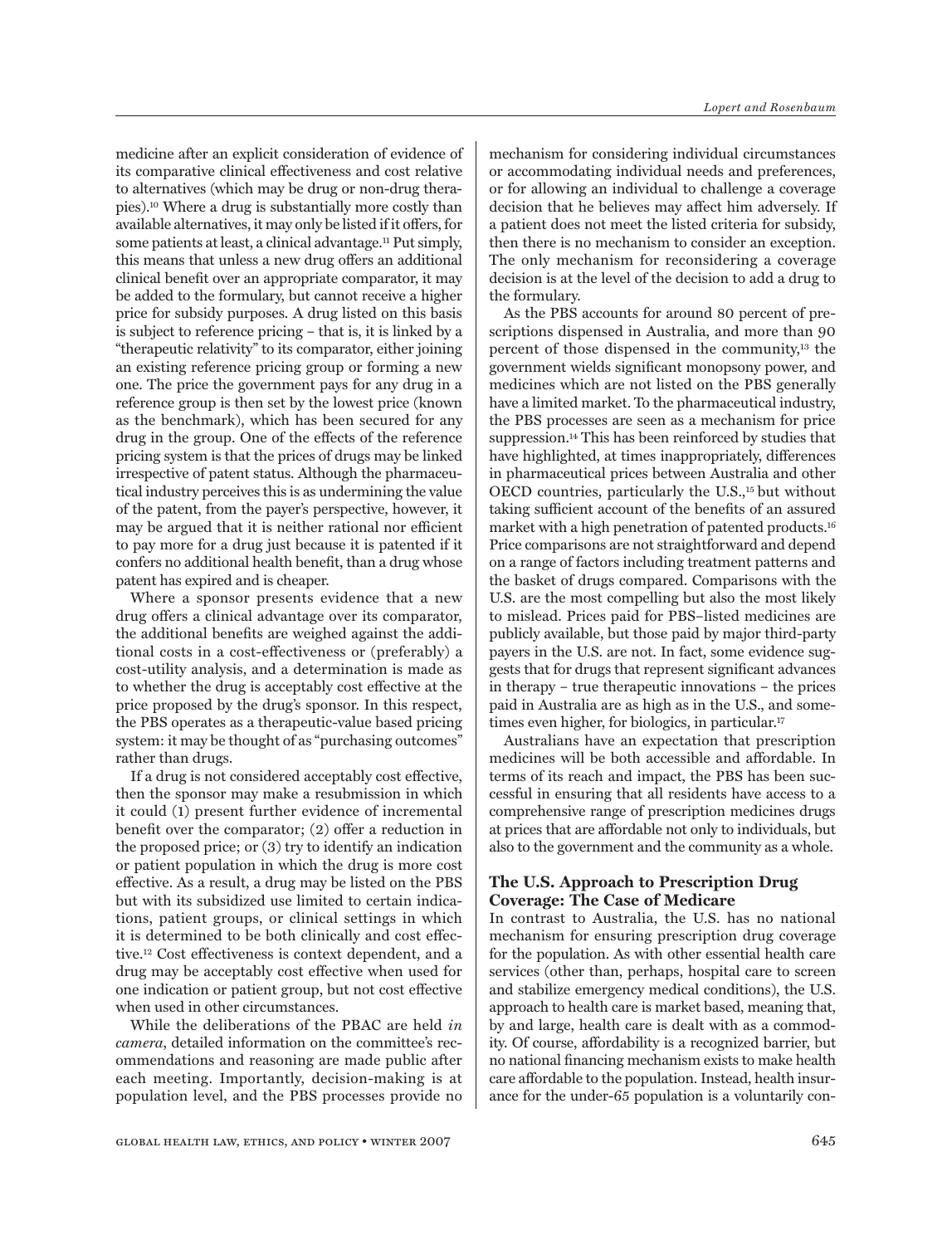medicine after an explicit consideration of evidence of its comparative clinical effectiveness and cost relative to alternatives (which may be drug or non-drug therapies).[10] Where a drug is substantially more costly than available alternatives, it may only be listed if it offers, for some patients at least, a clinical advantage.[11] Put simply, this means that unless a new drug offers an additional clinical benefit over an appropriate comparator, it may be added to the formulary, but cannot receive a higher price for subsidy purposes. A drug listed on this basis is subject to reference pricing – that is, it is linked by a "therapeutic relativity" to its comparator, either joining an existing reference pricing group or forming a new one. The price the government pays for any drug in a reference group is then set by the lowest price (known as the benchmark), which has been secured for any drug in the group. One of the effects of the reference pricing system is that the prices of drugs may be linked irrespective of patent status. Although the pharmaceutical industry perceives this is as undermining the value of the patent, from the payer's perspective, however, it may be argued that it is neither rational nor efficient to pay more for a drug just because it is patented if it confers no additional health benefit, than a drug whose patent has expired and is cheaper.

Where a sponsor presents evidence that a new drug offers a clinical advantage over its comparator, the additional benefits are weighed against the additional costs in a cost-effectiveness or (preferably) a cost-utility analysis, and a determination is made as to whether the drug is acceptably cost effective at the price proposed by the drug's sponsor. In this respect, the PBS operates as a therapeutic-value based pricing system: it may be thought of as "purchasing outcomes" rather than drugs.

If a drug is not considered acceptably cost effective, then the sponsor may make a resubmission in which it could (1) present further evidence of incremental benefit over the comparator; (2) offer a reduction in the proposed price; or (3) try to identify an indication or patient population in which the drug is more cost effective. As a result, a drug may be listed on the PBS but with its subsidized use limited to certain indications, patient groups, or clinical settings in which it is determined to be both clinically and cost effective.[12] Cost effectiveness is context dependent, and a drug may be acceptably cost effective when used for one indication or patient group, but not cost effective when used in other circumstances.

While the deliberations of the PBAC are held *in camera*, detailed information on the committee's recommendations and reasoning are made public after each meeting. Importantly, decision-making is at population level, and the PBS processes provide no mechanism for considering individual circumstances or accommodating individual needs and preferences, or for allowing an individual to challenge a coverage decision that he believes may affect him adversely. If a patient does not meet the listed criteria for subsidy, then there is no mechanism to consider an exception. The only mechanism for reconsidering a coverage decision is at the level of the decision to add a drug to the formulary.

As the PBS accounts for around 80 percent of prescriptions dispensed in Australia, and more than 90 percent of those dispensed in the community,[13] the government wields significant monopsony power, and medicines which are not listed on the PBS generally have a limited market. To the pharmaceutical industry, the PBS processes are seen as a mechanism for price suppression.[14] This has been reinforced by studies that have highlighted, at times inappropriately, differences in pharmaceutical prices between Australia and other OECD countries, particularly the U.S.,[15] but without taking sufficient account of the benefits of an assured market with a high penetration of patented products.[16] Price comparisons are not straightforward and depend on a range of factors including treatment patterns and the basket of drugs compared. Comparisons with the U.S. are the most compelling but also the most likely to mislead. Prices paid for PBS–listed medicines are publicly available, but those paid by major third-party payers in the U.S. are not. In fact, some evidence suggests that for drugs that represent significant advances in therapy – true therapeutic innovations – the prices paid in Australia are as high as in the U.S., and sometimes even higher, for biologics, in particular.[17]

Australians have an expectation that prescription medicines will be both accessible and affordable. In terms of its reach and impact, the PBS has been successful in ensuring that all residents have access to a comprehensive range of prescription medicines drugs at prices that are affordable not only to individuals, but also to the government and the community as a whole.

## The U.S. Approach to Prescription Drug Coverage: The Case of Medicare

In contrast to Australia, the U.S. has no national mechanism for ensuring prescription drug coverage for the population. As with other essential health care services (other than, perhaps, hospital care to screen and stabilize emergency medical conditions), the U.S. approach to health care is market based, meaning that, by and large, health care is dealt with as a commodity. Of course, affordability is a recognized barrier, but no national financing mechanism exists to make health care affordable to the population. Instead, health insurance for the under-65 population is a voluntarily con-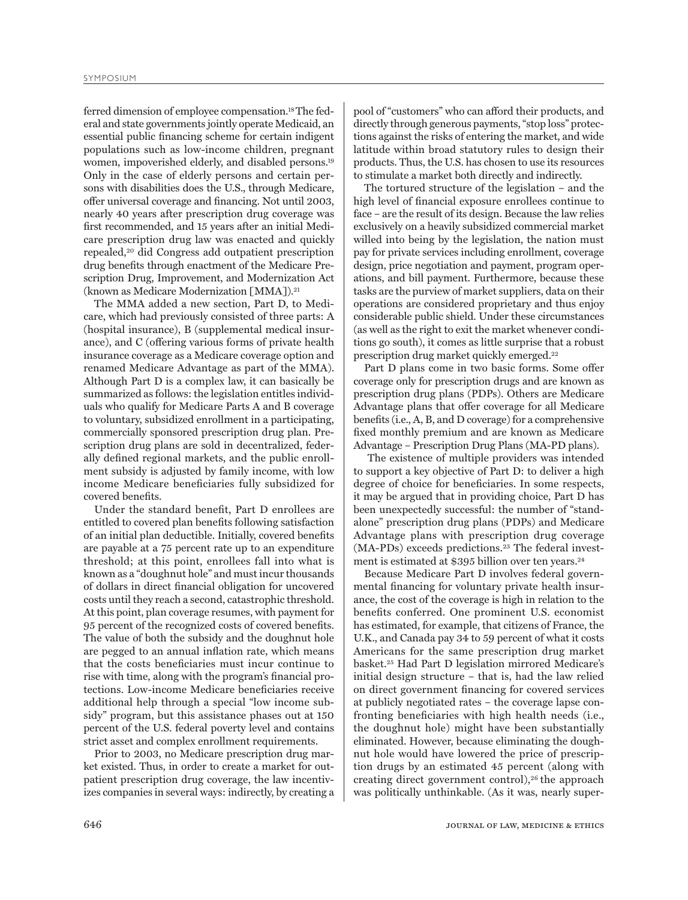ferred dimension of employee compensation.[18] The federal and state governments jointly operate Medicaid, an essential public financing scheme for certain indigent populations such as low-income children, pregnant women, impoverished elderly, and disabled persons.[19] Only in the case of elderly persons and certain persons with disabilities does the U.S., through Medicare, offer universal coverage and financing. Not until 2003, nearly 40 years after prescription drug coverage was first recommended, and 15 years after an initial Medicare prescription drug law was enacted and quickly repealed,[20] did Congress add outpatient prescription drug benefits through enactment of the Medicare Prescription Drug, Improvement, and Modernization Act (known as Medicare Modernization [MMA]).[21]

The MMA added a new section, Part D, to Medicare, which had previously consisted of three parts: A (hospital insurance), B (supplemental medical insurance), and C (offering various forms of private health insurance coverage as a Medicare coverage option and renamed Medicare Advantage as part of the MMA). Although Part D is a complex law, it can basically be summarized as follows: the legislation entitles individuals who qualify for Medicare Parts A and B coverage to voluntary, subsidized enrollment in a participating, commercially sponsored prescription drug plan. Prescription drug plans are sold in decentralized, federally defined regional markets, and the public enrollment subsidy is adjusted by family income, with low income Medicare beneficiaries fully subsidized for covered benefits.

Under the standard benefit, Part D enrollees are entitled to covered plan benefits following satisfaction of an initial plan deductible. Initially, covered benefits are payable at a 75 percent rate up to an expenditure threshold; at this point, enrollees fall into what is known as a "doughnut hole" and must incur thousands of dollars in direct financial obligation for uncovered costs until they reach a second, catastrophic threshold. At this point, plan coverage resumes, with payment for 95 percent of the recognized costs of covered benefits. The value of both the subsidy and the doughnut hole are pegged to an annual inflation rate, which means that the costs beneficiaries must incur continue to rise with time, along with the program's financial protections. Low-income Medicare beneficiaries receive additional help through a special "low income subsidy" program, but this assistance phases out at 150 percent of the U.S. federal poverty level and contains strict asset and complex enrollment requirements.

Prior to 2003, no Medicare prescription drug market existed. Thus, in order to create a market for outpatient prescription drug coverage, the law incentivizes companies in several ways: indirectly, by creating a pool of "customers" who can afford their products, and directly through generous payments, "stop loss" protections against the risks of entering the market, and wide latitude within broad statutory rules to design their products. Thus, the U.S. has chosen to use its resources to stimulate a market both directly and indirectly.

The tortured structure of the legislation – and the high level of financial exposure enrollees continue to face – are the result of its design. Because the law relies exclusively on a heavily subsidized commercial market willed into being by the legislation, the nation must pay for private services including enrollment, coverage design, price negotiation and payment, program operations, and bill payment. Furthermore, because these tasks are the purview of market suppliers, data on their operations are considered proprietary and thus enjoy considerable public shield. Under these circumstances (as well as the right to exit the market whenever conditions go south), it comes as little surprise that a robust prescription drug market quickly emerged.[22]

Part D plans come in two basic forms. Some offer coverage only for prescription drugs and are known as prescription drug plans (PDPs). Others are Medicare Advantage plans that offer coverage for all Medicare benefits (i.e., A, B, and D coverage) for a comprehensive fixed monthly premium and are known as Medicare Advantage – Prescription Drug Plans (MA-PD plans).

The existence of multiple providers was intended to support a key objective of Part D: to deliver a high degree of choice for beneficiaries. In some respects, it may be argued that in providing choice, Part D has been unexpectedly successful: the number of "stand-alone" prescription drug plans (PDPs) and Medicare Advantage plans with prescription drug coverage (MA-PDs) exceeds predictions.[23] The federal investment is estimated at $395 billion over ten years.[24]

Because Medicare Part D involves federal governmental financing for voluntary private health insurance, the cost of the coverage is high in relation to the benefits conferred. One prominent U.S. economist has estimated, for example, that citizens of France, the U.K., and Canada pay 34 to 59 percent of what it costs Americans for the same prescription drug market basket.[25] Had Part D legislation mirrored Medicare's initial design structure – that is, had the law relied on direct government financing for covered services at publicly negotiated rates – the coverage lapse confronting beneficiaries with high health needs (i.e., the doughnut hole) might have been substantially eliminated. However, because eliminating the doughnut hole would have lowered the price of prescription drugs by an estimated 45 percent (along with creating direct government control),[26] the approach was politically unthinkable. (As it was, nearly super-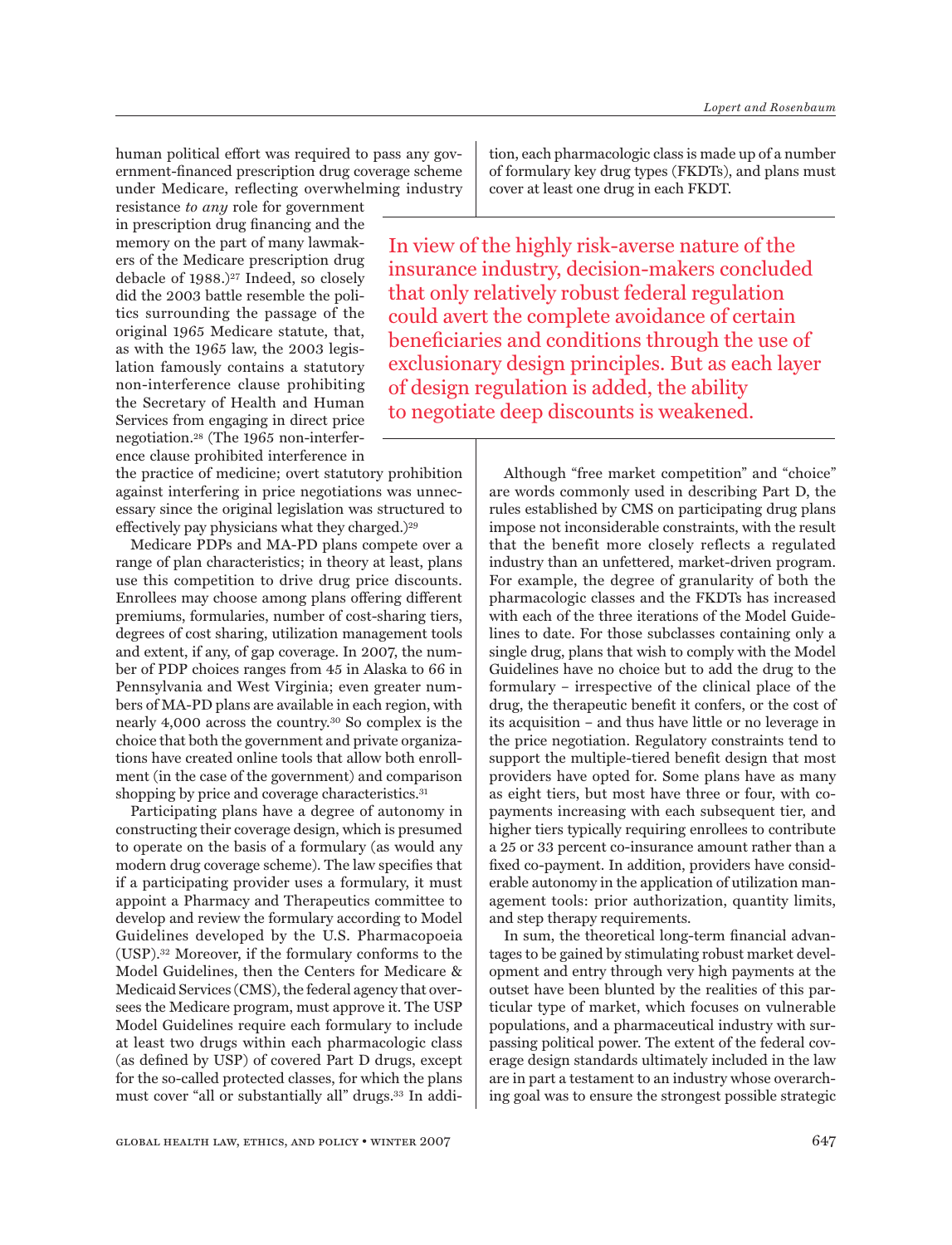human political effort was required to pass any government-financed prescription drug coverage scheme under Medicare, reflecting overwhelming industry resistance *to any* role for government in prescription drug financing and the memory on the part of many lawmakers of the Medicare prescription drug debacle of 1988.)[27] Indeed, so closely did the 2003 battle resemble the politics surrounding the passage of the original 1965 Medicare statute, that, as with the 1965 law, the 2003 legislation famously contains a statutory non-interference clause prohibiting the Secretary of Health and Human Services from engaging in direct price negotiation.[28] (The 1965 non-interference clause prohibited interference in the practice of medicine; overt statutory prohibition against interfering in price negotiations was unnecessary since the original legislation was structured to effectively pay physicians what they charged.)[29]

Medicare PDPs and MA-PD plans compete over a range of plan characteristics; in theory at least, plans use this competition to drive drug price discounts. Enrollees may choose among plans offering different premiums, formularies, number of cost-sharing tiers, degrees of cost sharing, utilization management tools and extent, if any, of gap coverage. In 2007, the number of PDP choices ranges from 45 in Alaska to 66 in Pennsylvania and West Virginia; even greater numbers of MA-PD plans are available in each region, with nearly 4,000 across the country.[30] So complex is the choice that both the government and private organizations have created online tools that allow both enrollment (in the case of the government) and comparison shopping by price and coverage characteristics.[31]

Participating plans have a degree of autonomy in constructing their coverage design, which is presumed to operate on the basis of a formulary (as would any modern drug coverage scheme). The law specifies that if a participating provider uses a formulary, it must appoint a Pharmacy and Therapeutics committee to develop and review the formulary according to Model Guidelines developed by the U.S. Pharmacopoeia (USP).[32] Moreover, if the formulary conforms to the Model Guidelines, then the Centers for Medicare & Medicaid Services (CMS), the federal agency that oversees the Medicare program, must approve it. The USP Model Guidelines require each formulary to include at least two drugs within each pharmacologic class (as defined by USP) of covered Part D drugs, except for the so-called protected classes, for which the plans must cover "all or substantially all" drugs.[33] In addition, each pharmacologic class is made up of a number of formulary key drug types (FKDTs), and plans must cover at least one drug in each FKDT.

> In view of the highly risk-averse nature of the insurance industry, decision-makers concluded that only relatively robust federal regulation could avert the complete avoidance of certain beneficiaries and conditions through the use of exclusionary design principles. But as each layer of design regulation is added, the ability to negotiate deep discounts is weakened.

Although "free market competition" and "choice" are words commonly used in describing Part D, the rules established by CMS on participating drug plans impose not inconsiderable constraints, with the result that the benefit more closely reflects a regulated industry than an unfettered, market-driven program. For example, the degree of granularity of both the pharmacologic classes and the FKDTs has increased with each of the three iterations of the Model Guidelines to date. For those subclasses containing only a single drug, plans that wish to comply with the Model Guidelines have no choice but to add the drug to the formulary – irrespective of the clinical place of the drug, the therapeutic benefit it confers, or the cost of its acquisition – and thus have little or no leverage in the price negotiation. Regulatory constraints tend to support the multiple-tiered benefit design that most providers have opted for. Some plans have as many as eight tiers, but most have three or four, with co-payments increasing with each subsequent tier, and higher tiers typically requiring enrollees to contribute a 25 or 33 percent co-insurance amount rather than a fixed co-payment. In addition, providers have considerable autonomy in the application of utilization management tools: prior authorization, quantity limits, and step therapy requirements.

In sum, the theoretical long-term financial advantages to be gained by stimulating robust market development and entry through very high payments at the outset have been blunted by the realities of this particular type of market, which focuses on vulnerable populations, and a pharmaceutical industry with surpassing political power. The extent of the federal coverage design standards ultimately included in the law are in part a testament to an industry whose overarching goal was to ensure the strongest possible strategic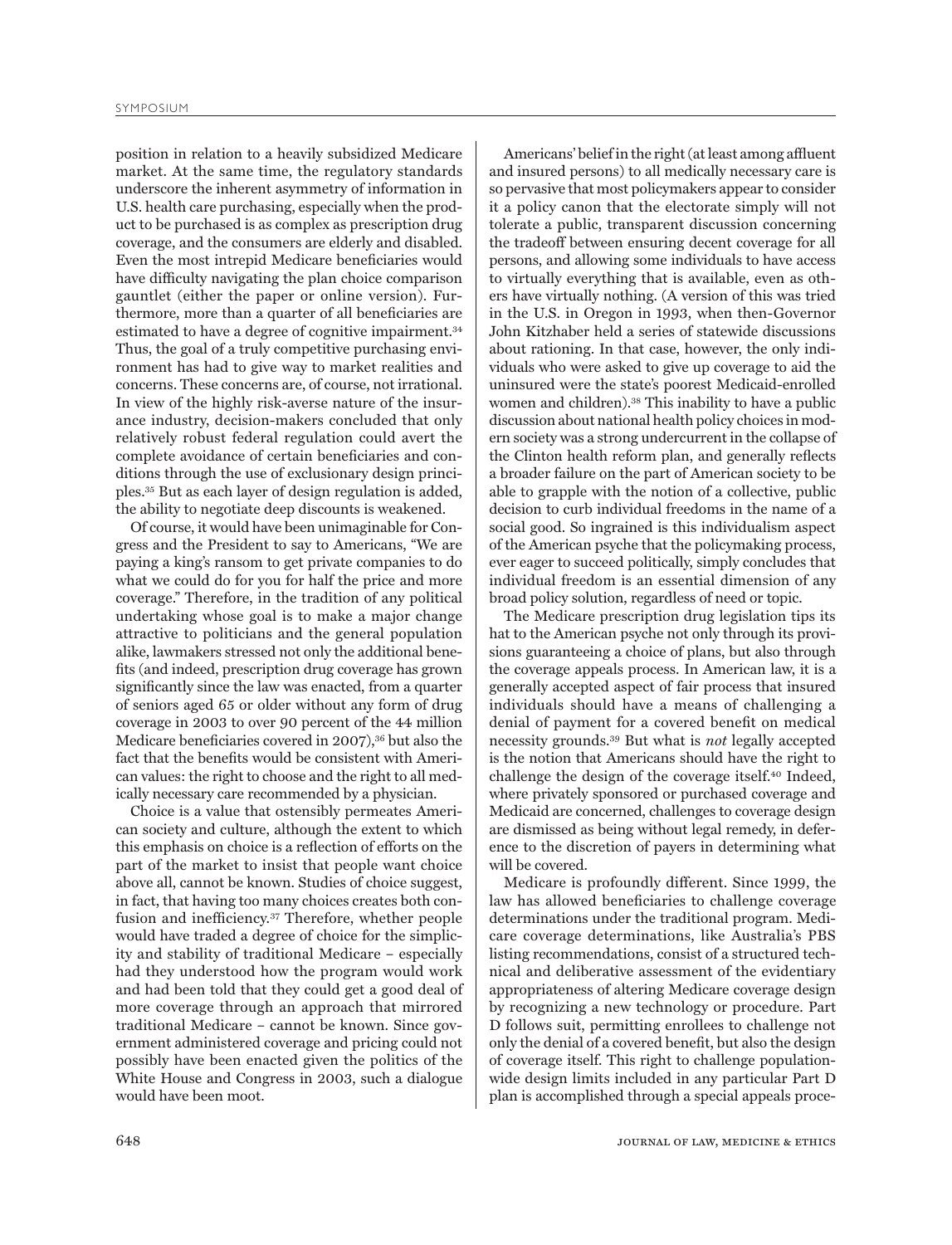position in relation to a heavily subsidized Medicare market. At the same time, the regulatory standards underscore the inherent asymmetry of information in U.S. health care purchasing, especially when the product to be purchased is as complex as prescription drug coverage, and the consumers are elderly and disabled. Even the most intrepid Medicare beneficiaries would have difficulty navigating the plan choice comparison gauntlet (either the paper or online version). Furthermore, more than a quarter of all beneficiaries are estimated to have a degree of cognitive impairment.[34] Thus, the goal of a truly competitive purchasing environment has had to give way to market realities and concerns. These concerns are, of course, not irrational. In view of the highly risk-averse nature of the insurance industry, decision-makers concluded that only relatively robust federal regulation could avert the complete avoidance of certain beneficiaries and conditions through the use of exclusionary design principles.[35] But as each layer of design regulation is added, the ability to negotiate deep discounts is weakened.

Of course, it would have been unimaginable for Congress and the President to say to Americans, "We are paying a king's ransom to insist that people want choice to do what we could do for you for half the price and more coverage." Therefore, in the tradition of any political undertaking whose goal is to make a major change attractive to politicians and the general population alike, lawmakers stressed not only the additional benefits (and indeed, prescription drug coverage has grown significantly since the law was enacted, from a quarter of seniors aged 65 or older without any form of drug coverage in 2003 to over 90 percent of the 44 million Medicare beneficiaries covered in 2007),[36] but also the fact that the benefits would be consistent with American values: the right to choose and the right to all medically necessary care recommended by a physician.

Choice is a value that ostensibly permeates American society and culture, although the extent to which this emphasis on choice is a reflection of efforts on the part of the market to insist that people want choice above all, cannot be known. Studies of choice suggest, in fact, that having too many choices creates both confusion and inefficiency.[37] Therefore, whether people would have traded a degree of choice for the simplicity and stability of traditional Medicare – especially had they understood how the program would work and had been told that they could get a good deal of more coverage through an approach that mirrored traditional Medicare – cannot be known. Since government administered coverage and pricing could not possibly have been enacted given the politics of the White House and Congress in 2003, such a dialogue would have been moot.

Americans' belief in the right (at least among affluent and insured persons) to all medically necessary care is so pervasive that most policymakers appear to consider it a policy canon that the electorate simply will not tolerate a public, transparent discussion concerning the tradeoff between ensuring decent coverage for all persons, and allowing some individuals to have access to virtually everything that is available, even as others have virtually nothing. (A version of this was tried in the U.S. in Oregon in 1993, when then-Governor John Kitzhaber held a series of statewide discussions about rationing. In that case, however, the only individuals who were asked to give up coverage to aid the uninsured were the state's poorest Medicaid-enrolled women and children).[38] This inability to have a public discussion about national health policy choices in modern society was a strong undercurrent in the collapse of the Clinton health reform plan, and generally reflects a broader failure on the part of American society to be able to grapple with the notion of a collective, public decision to curb individual freedoms in the name of a social good. So ingrained is this individualism aspect of the American psyche that the policymaking process, ever eager to succeed politically, simply concludes that individual freedom is an essential dimension of any broad policy solution, regardless of need or topic.

The Medicare prescription drug legislation tips its hat to the American psyche not only through its provisions guaranteeing a choice of plans, but also through the coverage appeals process. In American law, it is a generally accepted aspect of fair process that insured individuals should have a means of challenging a denial of payment for a covered benefit on medical necessity grounds.[39] But what is *not* legally accepted is the notion that Americans should have the right to challenge the design of the coverage itself.[40] Indeed, where privately sponsored or purchased coverage and Medicaid are concerned, challenges to coverage design are dismissed as being without legal remedy, in deference to the discretion of payers in determining what will be covered.

Medicare is profoundly different. Since 1999, the law has allowed beneficiaries to challenge coverage determinations under the traditional program. Medicare coverage determinations, like Australia's PBS listing recommendations, consist of a structured technical and deliberative assessment of the evidentiary appropriateness of altering Medicare coverage design by recognizing a new technology or procedure. Part D follows suit, permitting enrollees to challenge not only the denial of a covered benefit, but also the design of coverage itself. This right to challenge population-wide design limits included in any particular Part D plan is accomplished through a special appeals proce-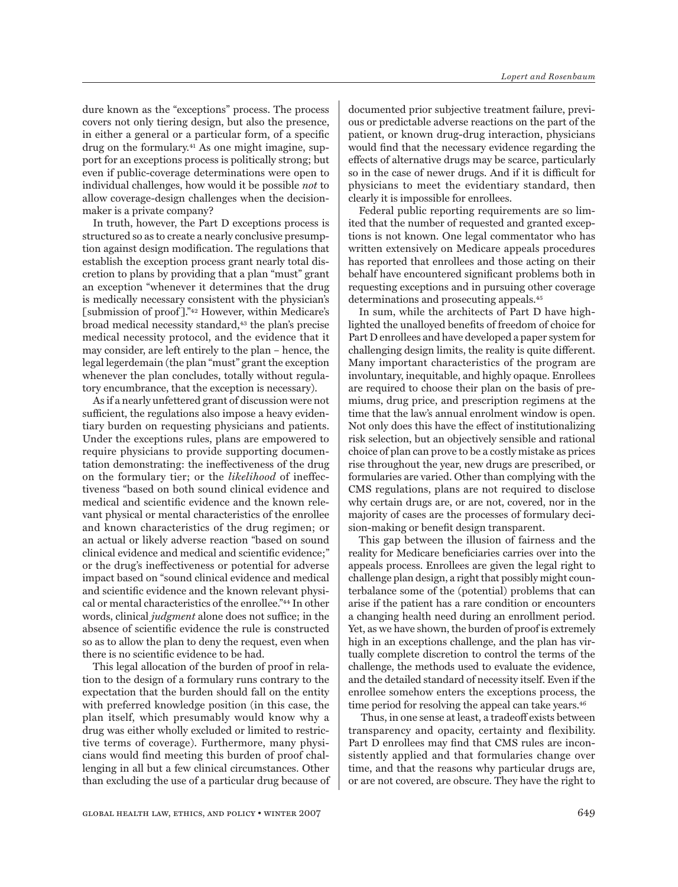dure known as the "exceptions" process. The process covers not only tiering design, but also the presence, in either a general or a particular form, of a specific drug on the formulary.[41] As one might imagine, support for an exceptions process is politically strong; but even if public-coverage determinations were open to individual challenges, how would it be possible *not* to allow coverage-design challenges when the decision-maker is a private company?

In truth, however, the Part D exceptions process is structured so as to create a nearly conclusive presumption against design modification. The regulations that establish the exception process grant nearly total discretion to plans by providing that a plan "must" grant an exception "whenever it determines that the drug is medically necessary consistent with the physician's [submission of proof]."[42] However, within Medicare's broad medical necessity standard,[43] the plan's precise medical necessity protocol, and the evidence that it may consider, are left entirely to the plan – hence, the legal legerdemain (the plan "must" grant the exception whenever the plan concludes, totally without regulatory encumbrance, that the exception is necessary).

As if a nearly unfettered grant of discussion were not sufficient, the regulations also impose a heavy evidentiary burden on requesting physicians and patients. Under the exceptions rules, plans are empowered to require physicians to provide supporting documentation demonstrating: the ineffectiveness of the drug on the formulary tier; or the *likelihood* of ineffectiveness "based on both sound clinical evidence and medical and scientific evidence and the known relevant physical or mental characteristics of the enrollee and known characteristics of the drug regimen; or an actual or likely adverse reaction "based on sound clinical evidence and medical and scientific evidence;" or the drug's ineffectiveness or potential for adverse impact based on "sound clinical evidence and medical and scientific evidence and the known relevant physical or mental characteristics of the enrollee."[44] In other words, clinical *judgment* alone does not suffice; in the absence of scientific evidence the rule is constructed so as to allow the plan to deny the request, even when there is no scientific evidence to be had.

This legal allocation of the burden of proof in relation to the design of a formulary runs contrary to the expectation that the burden should fall on the entity with preferred knowledge position (in this case, the plan itself, which presumably would know why a drug was either wholly excluded or limited to restrictive terms of coverage). Furthermore, many physicians would find meeting this burden of proof challenging in all but a few clinical circumstances. Other than excluding the use of a particular drug because of documented prior subjective treatment failure, previous or predictable adverse reactions on the part of the patient, or known drug-drug interaction, physicians would find that the necessary evidence regarding the effects of alternative drugs may be scarce, particularly so in the case of newer drugs. And if it is difficult for physicians to meet the evidentiary standard, then clearly it is impossible for enrollees.

Federal public reporting requirements are so limited that the number of requested and granted exceptions is not known. One legal commentator who has written extensively on Medicare appeals procedures has reported that enrollees and those acting on their behalf have encountered significant problems both in requesting exceptions and in pursuing other coverage determinations and prosecuting appeals.[45]

In sum, while the architects of Part D have highlighted the unalloyed benefits of freedom of choice for Part D enrollees and have developed a paper system for challenging design limits, the reality is quite different. Many important characteristics of the program are involuntary, inequitable, and highly opaque. Enrollees are required to choose their plan on the basis of premiums, drug price, and prescription regimens at the time that the law's annual enrolment window is open. Not only does this have the effect of institutionalizing risk selection, but an objectively sensible and rational choice of plan can prove to be a costly mistake as prices rise throughout the year, new drugs are prescribed, or formularies are varied. Other than complying with the CMS regulations, plans are not required to disclose why certain drugs are, or are not, covered, nor in the majority of cases are the processes of formulary decision-making or benefit design transparent.

This gap between the illusion of fairness and the reality for Medicare beneficiaries carries over into the appeals process. Enrollees are given the legal right to challenge plan design, a right that possibly might counterbalance some of the (potential) problems that can arise if the patient has a rare condition or encounters a changing health need during an enrollment period. Yet, as we have shown, the burden of proof is extremely high in an exceptions challenge, and the plan has virtually complete discretion to control the terms of the challenge, the methods used to evaluate the evidence, and the detailed standard of necessity itself. Even if the enrollee somehow enters the exceptions process, the time period for resolving the appeal can take years.[46]

Thus, in one sense at least, a tradeoff exists between transparency and opacity, certainty and flexibility. Part D enrollees may find that CMS rules are inconsistently applied and that formularies change over time, and that the reasons why particular drugs are, or are not covered, are obscure. They have the right to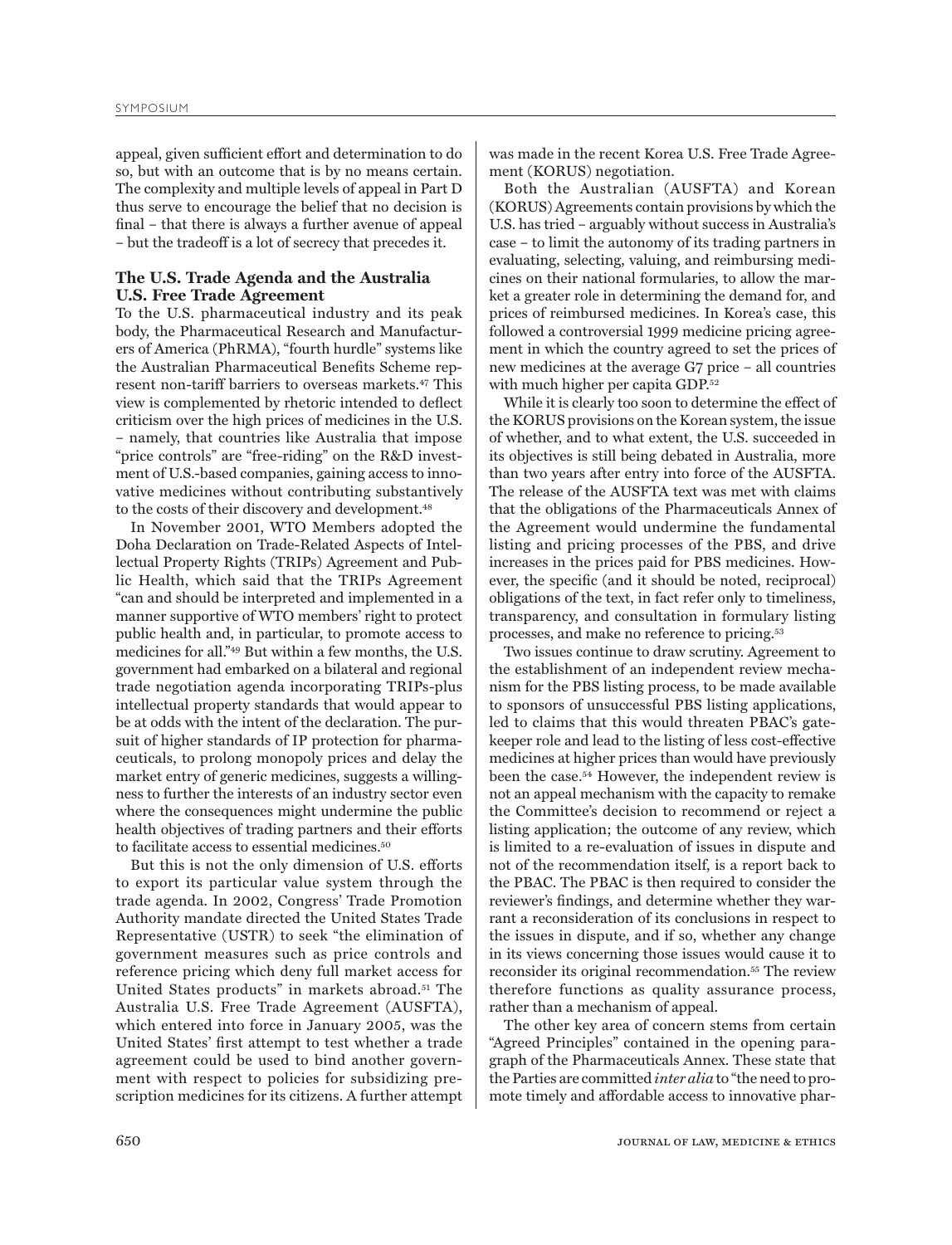appeal, given sufficient effort and determination to do so, but with an outcome that is by no means certain. The complexity and multiple levels of appeal in Part D thus serve to encourage the belief that no decision is final – that there is always a further avenue of appeal – but the tradeoff is a lot of secrecy that precedes it.

### The U.S. Trade Agenda and the Australia U.S. Free Trade Agreement

To the U.S. pharmaceutical industry and its peak body, the Pharmaceutical Research and Manufacturers of America (PhRMA), "fourth hurdle" systems like the Australian Pharmaceutical Benefits Scheme represent non-tariff barriers to overseas markets.[47] This view is complemented by rhetoric intended to deflect criticism over the high prices of medicines in the U.S. – namely, that countries like Australia that impose "price controls" are "free-riding" on the R&D investment of U.S.-based companies, gaining access to innovative medicines without contributing substantively to the costs of their discovery and development.[48]

In November 2001, WTO Members adopted the Doha Declaration on Trade-Related Aspects of Intellectual Property Rights (TRIPs) Agreement and Public Health, which said that the TRIPs Agreement "can and should be interpreted and implemented in a manner supportive of WTO members' right to protect public health and, in particular, to promote access to medicines for all."[49] But within a few months, the U.S. government had embarked on a bilateral and regional trade negotiation agenda incorporating TRIPs-plus intellectual property standards that would appear to be at odds with the intent of the declaration. The pursuit of higher standards of IP protection for pharmaceuticals, to prolong monopoly prices and delay the market entry of generic medicines, suggests a willingness to further the interests of an industry sector even where the consequences might undermine the public health objectives of trading partners and their efforts to facilitate access to essential medicines.[50]

But this is not the only dimension of U.S. efforts to export its particular value system through the trade agenda. In 2002, Congress' Trade Promotion Authority mandate directed the United States Trade Representative (USTR) to seek "the elimination of government measures such as price controls and reference pricing which deny full market access for United States products" in markets abroad.[51] The Australia U.S. Free Trade Agreement (AUSFTA), which entered into force in January 2005, was the United States' first attempt to test whether a trade agreement could be used to bind another government with respect to policies for subsidizing prescription medicines for its citizens. A further attempt was made in the recent Korea U.S. Free Trade Agreement (KORUS) negotiation.

Both the Australian (AUSFTA) and Korean (KORUS) Agreements contain provisions by which the U.S. has tried – arguably without success in Australia's case – to limit the autonomy of its trading partners in evaluating, selecting, valuing, and reimbursing medicines on their national formularies, to allow the market a greater role in determining the demand for, and prices of reimbursed medicines. In Korea's case, this followed a controversial 1999 medicine pricing agreement in which the country agreed to set the prices of new medicines at the average G7 price – all countries with much higher per capita GDP.[52]

While it is clearly too soon to determine the effect of the KORUS provisions on the Korean system, the issue of whether, and to what extent, the U.S. succeeded in its objectives is still being debated in Australia, more than two years after entry into force of the AUSFTA. The release of the AUSFTA text was met with claims that the obligations of the Pharmaceuticals Annex of the Agreement would undermine the fundamental listing and pricing processes of the PBS, and drive increases in the prices paid for PBS medicines. However, the specific (and it should be noted, reciprocal) obligations of the text, in fact refer only to timeliness, transparency, and consultation in formulary listing processes, and make no reference to pricing.[53]

Two issues continue to draw scrutiny. Agreement to the establishment of an independent review mechanism for the PBS listing process, to be made available to sponsors of unsuccessful PBS listing applications, led to claims that this would threaten PBAC's gatekeeper role and lead to the listing of less cost-effective medicines at higher prices than would have previously been the case.[54] However, the independent review is not an appeal mechanism with the capacity to remake the Committee's decision to recommend or reject a listing application; the outcome of any review, which is limited to a re-evaluation of issues in dispute and not of the recommendation itself, is a report back to the PBAC. The PBAC is then required to consider the reviewer's findings, and determine whether they warrant a reconsideration of its conclusions in respect to the issues in dispute, and if so, whether any change in its views concerning those issues would cause it to reconsider its original recommendation.[55] The review therefore functions as quality assurance process, rather than a mechanism of appeal.

The other key area of concern stems from certain "Agreed Principles" contained in the opening paragraph of the Pharmaceuticals Annex. These state that the Parties are committed *inter alia* to "the need to promote timely and affordable access to innovative phar-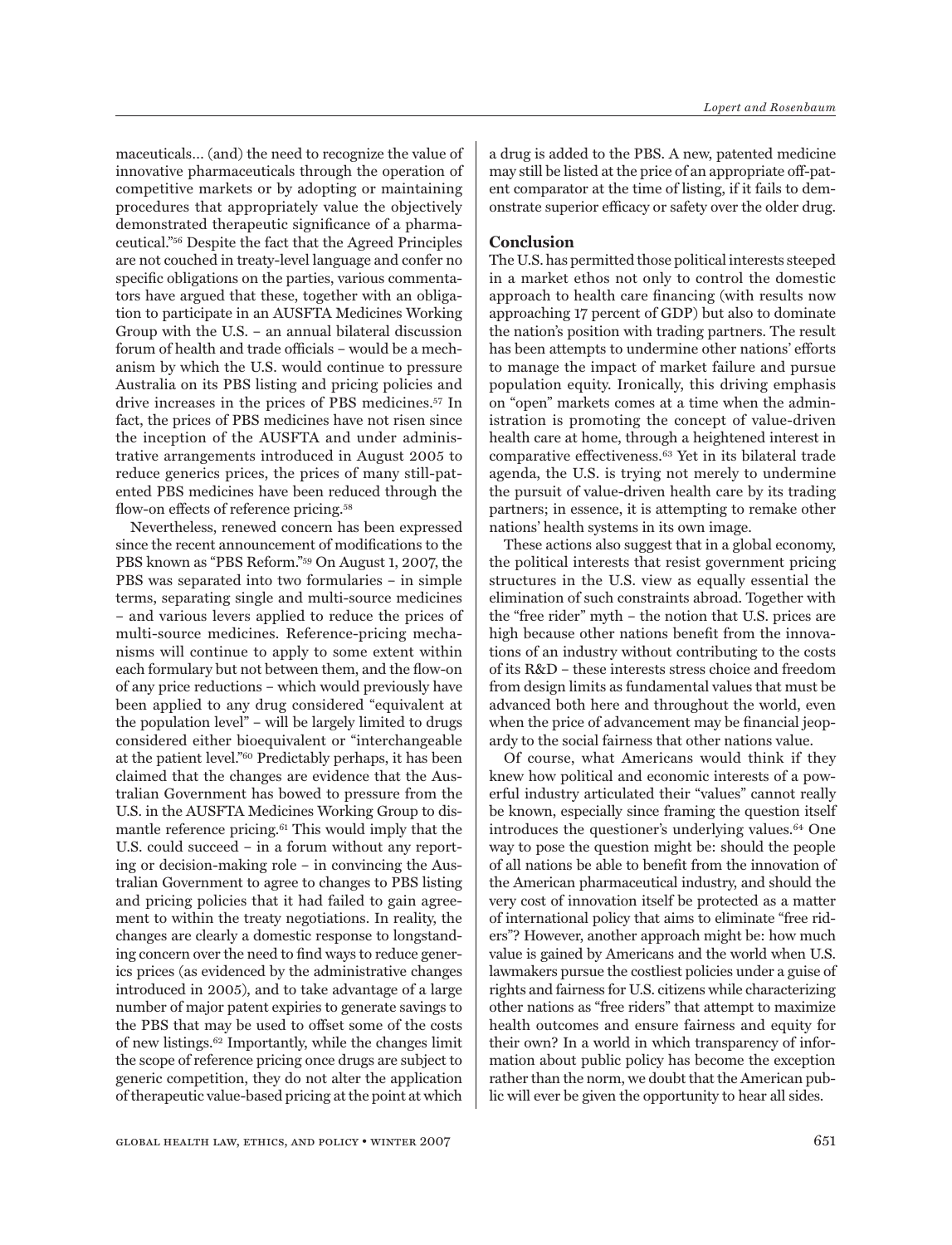maceuticals… (and) the need to recognize the value of innovative pharmaceuticals through the operation of competitive markets or by adopting or maintaining procedures that appropriately value the objectively demonstrated therapeutic significance of a pharmaceutical."[56] Despite the fact that the Agreed Principles are not couched in treaty-level language and confer no specific obligations on the parties, various commentators have argued that these, together with an obligation to participate in an AUSFTA Medicines Working Group with the U.S. – an annual bilateral discussion forum of health and trade officials – would be a mechanism by which the U.S. would continue to pressure Australia on its PBS listing and pricing policies and drive increases in the prices of PBS medicines.[57] In fact, the prices of PBS medicines have not risen since the inception of the AUSFTA and under administrative arrangements introduced in August 2005 to reduce generics prices, the prices of many still-patented PBS medicines have been reduced through the flow-on effects of reference pricing.[58]

Nevertheless, renewed concern has been expressed since the recent announcement of modifications to the PBS known as "PBS Reform."[59] On August 1, 2007, the PBS was separated into two formularies – in simple terms, separating single and multi-source medicines – and various levers applied to reduce the prices of multi-source medicines. Reference-pricing mechanisms will continue to apply to some extent within each formulary but not between them, and the flow-on of any price reductions – which would previously have been applied to any drug considered "equivalent at the population level" – will be largely limited to drugs considered either bioequivalent or "interchangeable at the patient level."[60] Predictably perhaps, it has been claimed that the changes are evidence that the Australian Government has bowed to pressure from the U.S. in the AUSFTA Medicines Working Group to dismantle reference pricing.[61] This would imply that the U.S. could succeed – in a forum without any reporting or decision-making role – in convincing the Australian Government to agree to changes to PBS listing and pricing policies that it had failed to gain agreement to within the treaty negotiations. In reality, the changes are clearly a domestic response to longstanding concern over the need to find ways to reduce generics prices (as evidenced by the administrative changes introduced in 2005), and to take advantage of a large number of major patent expiries to generate savings to the PBS that may be used to offset some of the costs of new listings.[62] Importantly, while the changes limit the scope of reference pricing once drugs are subject to generic competition, they do not alter the application of therapeutic value-based pricing at the point at which a drug is added to the PBS. A new, patented medicine may still be listed at the price of an appropriate off-patent comparator at the time of listing, if it fails to demonstrate superior efficacy or safety over the older drug.

## Conclusion

The U.S. has permitted those political interests steeped in a market ethos not only to control the domestic approach to health care financing (with results now approaching 17 percent of GDP) but also to dominate the nation's position with trading partners. The result has been attempts to undermine other nations' efforts to manage the impact of market failure and pursue population equity. Ironically, this driving emphasis on "open" markets comes at a time when the administration is promoting the concept of value-driven health care at home, through a heightened interest in comparative effectiveness.[63] Yet in its bilateral trade agenda, the U.S. is trying not merely to undermine the pursuit of value-driven health care by its trading partners; in essence, it is attempting to remake other nations' health systems in its own image.

These actions also suggest that in a global economy, the political interests that resist government pricing structures in the U.S. view as equally essential the elimination of such constraints abroad. Together with the "free rider" myth – the notion that U.S. prices are high because other nations benefit from the innovations of an industry without contributing to the costs of its R&D – these interests stress choice and freedom from design limits as fundamental values that must be advanced both here and throughout the world, even when the price of advancement may be financial jeopardy to the social fairness that other nations value.

Of course, what Americans would think if they knew how political and economic interests of a powerful industry articulated their "values" cannot really be known, especially since framing the question itself introduces the questioner's underlying values.[64] One way to pose the question might be: should the people of all nations be able to benefit from the innovation of the American pharmaceutical industry, and should the very cost of innovation itself be protected as a matter of international policy that aims to eliminate "free riders"? However, another approach might be: how much value is gained by Americans and the world when U.S. lawmakers pursue the costliest policies under a guise of rights and fairness for U.S. citizens while characterizing other nations as "free riders" that attempt to maximize health outcomes and ensure fairness and equity for their own? In a world in which transparency of information about public policy has become the exception rather than the norm, we doubt that the American public will ever be given the opportunity to hear all sides.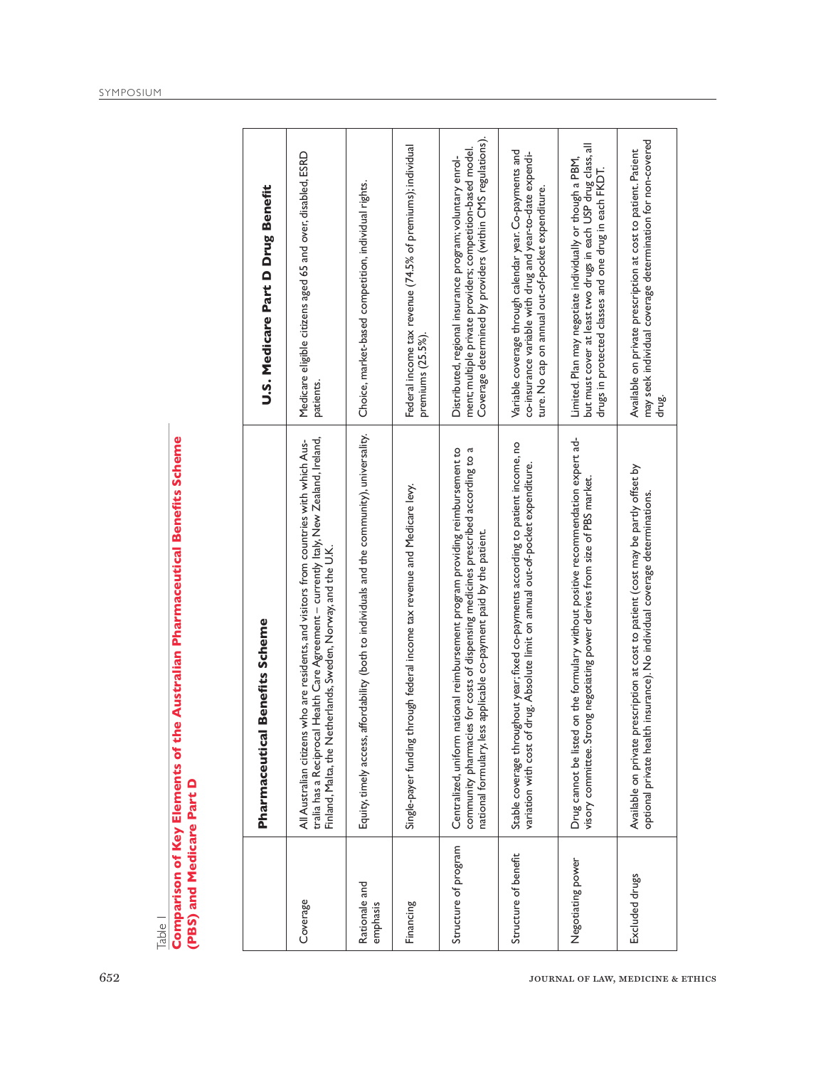Table 1

**Comparison of Key Elements of the Australian Pharmaceutical Benefits Scheme (PBS) and Medicare Part D**

| | **Pharmaceutical Benefits Scheme** | **U.S. Medicare Part D Drug Benefit** |
|---|---|---|
| Coverage | All Australian citizens who are residents, and visitors from countries with which Australia has a Reciprocal Health Care Agreement – currently Italy, New Zealand, Ireland, Finland, Malta, the Netherlands, Sweden, Norway, and the U.K. | Medicare eligible citizens aged 65 and over, disabled, ESRD patients. |
| Rationale and emphasis | Equity, timely access, affordability (both to individuals and the community), universality. | Choice, market-based competition, individual rights. |
| Financing | Single-payer funding through federal income tax revenue and Medicare levy. | Federal income tax revenue (74.5% of premiums); individual premiums (25.5%). |
| Structure of program | Centralized, uniform national reimbursement program providing reimbursement to community pharmacies for costs of dispensing medicines prescribed according to a national formulary, less applicable co-payment paid by the patient. | Distributed, regional insurance program; voluntary enrolment; multiple private providers; competition-based model. Coverage determined by providers (within CMS regulations). |
| Structure of benefit | Stable coverage throughout year; fixed co-payments according to patient income, no variation with cost of drug. Absolute limit on annual out-of-pocket expenditure. | Variable coverage through calendar year. Co-payments and co-insurance variable with drug and year-to-date expenditure. No cap on annual out-of-pocket expenditure. |
| Negotiating power | Drug cannot be listed on the formulary without positive recommendation expert advisory committee. Strong negotiating power derives from size of PBS market. | Limited. Plan may negotiate individually or though a PBM, but must cover at least two drugs in each USP drug class, all drugs in protected classes and one drug in each FKDT. |
| Excluded drugs | Available on private prescription at cost to patient (cost may be partly offset by optional private health insurance). No individual coverage determinations. | Available on private prescription at cost to patient. Patient may seek individual coverage determination for non-covered drug. |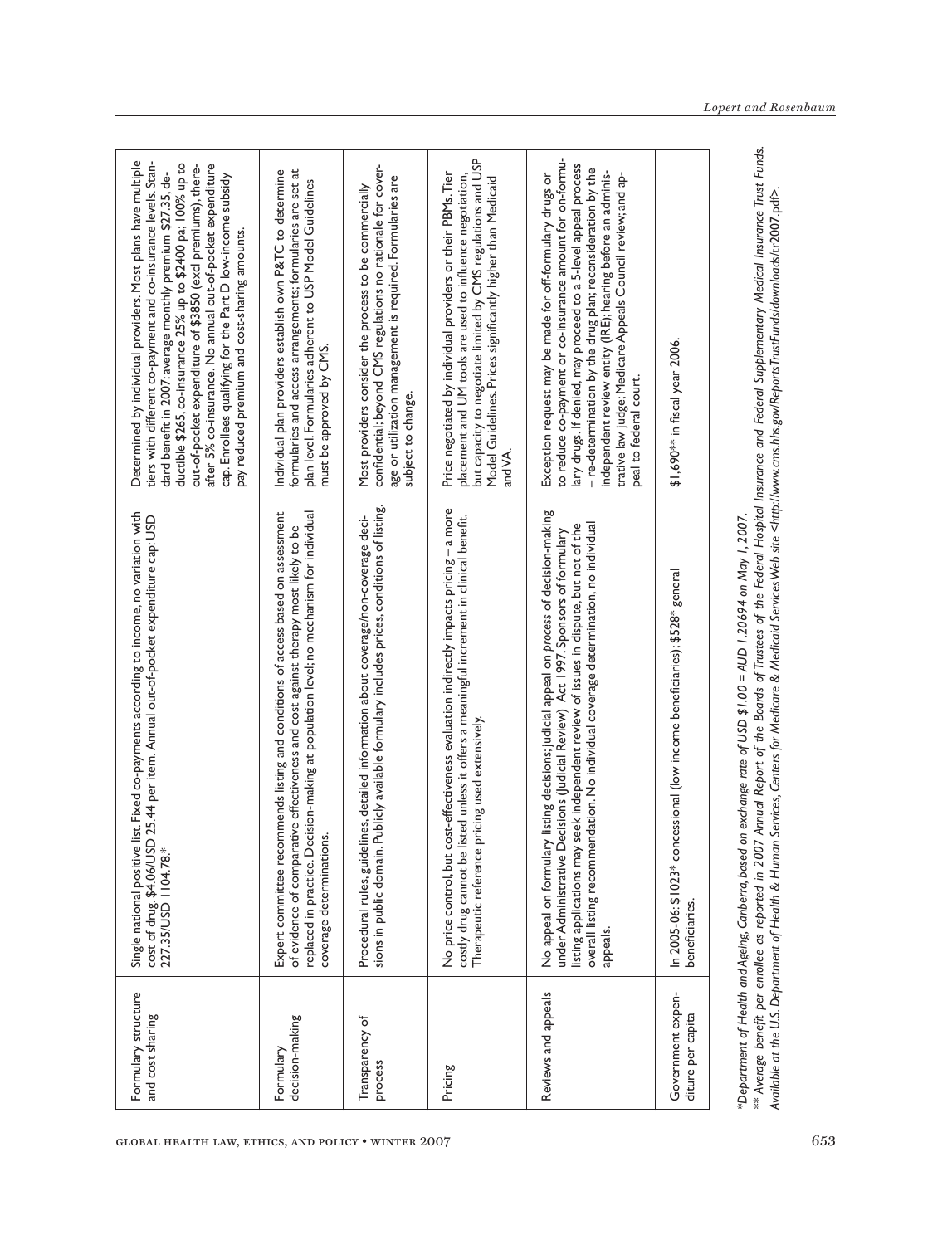| | | |
|---|---|---|
| Formulary structure and cost sharing | Single national positive list. Fixed co-payments according to income, no variation with cost of drug. $4.06/USD 25.44 per item. Annual out-of-pocket expenditure cap: USD 227.35/USD 1104.78.* | Determined by individual providers. Most plans have multiple tiers with different co-payment and co-insurance levels. Standard benefit in 2007: average monthly premium $27.35, deductible $265, co-insurance 25% up to $2400 pa; 100% up to out-of-pocket expenditure of $3850 (excl premiums), thereafter 5% co-insurance. No annual out-of-pocket expenditure cap. Enrollees qualifying for the Part D low-income subsidy pay reduced premium and cost-sharing amounts. |
| Formulary decision-making | Expert committee recommends listing and conditions of access based on assessment of evidence of comparative effectiveness and cost against therapy most likely to be replaced in practice. Decision-making at population level; no mechanism for individual coverage determinations. | Individual plan providers establish own P&TC to determine formularies and access arrangements; formularies are set at plan level. Formularies adherent to USP Model Guidelines must be approved by CMS. |
| Transparency of process | Procedural rules, guidelines, detailed information about coverage/non-coverage decisions in public domain. Publicly available formulary includes prices, conditions of listing. | Most providers consider the process to be commercially confidential; beyond CMS regulations no rationale for coverage or utilization management is required. Formularies are subject to change. |
| Pricing | No price control, but cost-effectiveness evaluation indirectly impacts pricing – a more costly drug cannot be listed unless it offers a meaningful increment in clinical benefit. Therapeutic reference pricing used extensively. | Price negotiated by individual providers or their PBMs. Tier placement and UM tools are used to influence negotiation, but capacity to negotiate limited by CMS regulations and USP Model Guidelines. Prices significantly higher than Medicaid and VA. |
| Reviews and appeals | No appeal on formulary listing decisions; judicial appeal on *process* of decision-making under Administrative Decisions (Judicial Review) Act 1997. Sponsors of formulary listing applications may seek independent review of issues in dispute, but not of the overall listing recommendation. No individual coverage determination, no individual appeals. | Exception request may be made for off-formulary drugs or to reduce co-payment or co-insurance amount for on-formulary drugs. If denied, may proceed to a 5-level appeal process – re-determination by the drug plan; reconsideration by the independent review entity (IRE); hearing before an administrative law judge; Medicare Appeals Council review; and appeal to federal court. |
| Government expenditure per capita | In 2005-06: $1023* concessional (low income beneficiaries); $528* general beneficiaries. | $1,690** in fiscal year 2006. |

*Department of Health and Ageing, Canberra, based on exchange rate of USD $1.00 = AUD 1.20694 on May 1, 2007.*

*** Average benefit per enrollee as reported in 2007 Annual Report of the Boards of Trustees of the Federal Hospital Insurance and Federal Supplementary Medical Insurance Trust Funds. Available at the U.S. Department of Health & Human Services, Centers for Medicare & Medicaid Services Web site <http://www.cms.hhs.gov/ReportsTrustFunds/downloads/tr2007.pdf>.*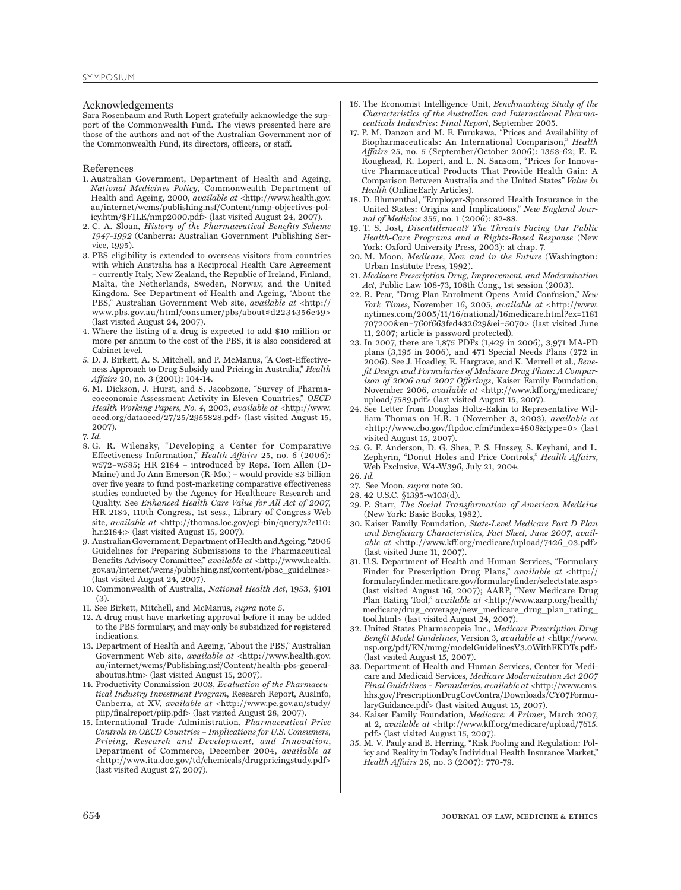## Acknowledgements

Sara Rosenbaum and Ruth Lopert gratefully acknowledge the support of the Commonwealth Fund. The views presented here are those of the authors and not of the Australian Government nor of the Commonwealth Fund, its directors, officers, or staff.

## References

1. Australian Government, Department of Health and Ageing, *National Medicines Policy,* Commonwealth Department of Health and Ageing, 2000, *available at* <http://www.health.gov.au/internet/wcms/publishing.nsf/Content/nmp-objectives-policy.htm/$FILE/nmp2000.pdf> (last visited August 24, 2007).
2. C. A. Sloan, *History of the Pharmaceutical Benefits Scheme 1947–1992* (Canberra: Australian Government Publishing Service, 1995).
3. PBS eligibility is extended to overseas visitors from countries with which Australia has a Reciprocal Health Care Agreement – currently Italy, New Zealand, the Republic of Ireland, Finland, Malta, the Netherlands, Sweden, Norway, and the United Kingdom. See Department of Health and Ageing, "About the PBS," Australian Government Web site, *available at* <http://www.pbs.gov.au/html/consumer/pbs/about#d2234356e49> (last visited August 24, 2007).
4. Where the listing of a drug is expected to add $10 million or more per annum to the cost of the PBS, it is also considered at Cabinet level.
5. D. J. Birkett, A. S. Mitchell, and P. McManus, "A Cost-Effectiveness Approach to Drug Subsidy and Pricing in Australia," *Health Affairs* 20, no. 3 (2001): 104-14.
6. M. Dickson, J. Hurst, and S. Jacobzone, "Survey of Pharmacoeconomic Assessment Activity in Eleven Countries," *OECD Health Working Papers, No. 4*, 2003, *available at* <http://www.oecd.org/dataoecd/27/25/2955828.pdf> (last visited August 15, 2007).
7. *Id.*
8. G. R. Wilensky, "Developing a Center for Comparative Effectiveness Information," *Health Affairs* 25, no. 6 (2006): w572–w585; HR 2184 – introduced by Reps. Tom Allen (D-Maine) and Jo Ann Emerson (R-Mo.) – would provide $3 billion over five years to fund post-marketing comparative effectiveness studies conducted by the Agency for Healthcare Research and Quality. See *Enhanced Health Care Value for All Act of 2007,* HR 2184, 110th Congress, 1st sess., Library of Congress Web site, *available at* <http://thomas.loc.gov/cgi-bin/query/z?c110:h.r.2184:> (last visited August 15, 2007).
9. Australian Government, Department of Health and Ageing, "2006 Guidelines for Preparing Submissions to the Pharmaceutical Benefits Advisory Committee," *available at* <http://www.health.gov.au/internet/wcms/publishing.nsf/content/pbac_guidelines> (last visited August 24, 2007).
10. Commonwealth of Australia, *National Health Act*, 1953, §101 (3).
11. See Birkett, Mitchell, and McManus, *supra* note 5.
12. A drug must have marketing approval before it may be added to the PBS formulary, and may only be subsidized for registered indications.
13. Department of Health and Ageing, "About the PBS," Australian Government Web site, *available at* <http://www.health.gov.au/internet/wcms/Publishing.nsf/Content/health-pbs-general-aboutus.htm> (last visited August 15, 2007).
14. Productivity Commission 2003, *Evaluation of the Pharmaceutical Industry Investment Program*, Research Report, AusInfo, Canberra, at XV, *available at* <http://www.pc.gov.au/study/piip/finalreport/piip.pdf> (last visited August 28, 2007).
15. International Trade Administration, *Pharmaceutical Price Controls in OECD Countries – Implications for U.S. Consumers, Pricing, Research and Development, and Innovation*, Department of Commerce, December 2004, *available at* <http://www.ita.doc.gov/td/chemicals/drugpricingstudy.pdf> (last visited August 27, 2007).
16. The Economist Intelligence Unit, *Benchmarking Study of the Characteristics of the Australian and International Pharmaceuticals Industries*: *Final Report*, September 2005.
17. P. M. Danzon and M. F. Furukawa, "Prices and Availability of Biopharmaceuticals: An International Comparison," *Health Affairs* 25, no. 5 (September/October 2006): 1353-62; E. E. Roughead, R. Lopert, and L. N. Sansom, "Prices for Innovative Pharmaceutical Products That Provide Health Gain: A Comparison Between Australia and the United States" *Value in Health* (OnlineEarly Articles).
18. D. Blumenthal, "Employer-Sponsored Health Insurance in the United States: Origins and Implications," *New England Journal of Medicine* 355, no. 1 (2006): 82-88.
19. T. S. Jost, *Disentitlement? The Threats Facing Our Public Health-Care Programs and a Rights-Based Response* (New York: Oxford University Press, 2003): at chap. 7.
20. M. Moon, *Medicare, Now and in the Future* (Washington: Urban Institute Press, 1992).
21. *Medicare Prescription Drug, Improvement, and Modernization Act*, Public Law 108-73, 108th Cong., 1st session (2003).
22. R. Pear, "Drug Plan Enrolment Opens Amid Confusion," *New York Times*, November 16, 2005, *available at* <http://www.nytimes.com/2005/11/16/national/16medicare.html?ex=1181707200&en=760f663fed432629&ei=5070> (last visited June 11, 2007; article is password protected).
23. In 2007, there are 1,875 PDPs (1,429 in 2006), 3,971 MA-PD plans (3,195 in 2006), and 471 Special Needs Plans (272 in 2006). See J. Hoadley, E. Hargrave, and K. Merrell et al., *Benefit Design and Formularies of Medicare Drug Plans: A Comparison of 2006 and 2007 Offerings*, Kaiser Family Foundation, November 2006, *available at* <http://www.kff.org/medicare/upload/7589.pdf> (last visited August 15, 2007).
24. See Letter from Douglas Holtz-Eakin to Representative William Thomas on H.R. 1 (November 3, 2003), *available at* <http://www.cbo.gov/ftpdoc.cfm?index=4808&type=0> (last visited August 15, 2007).
25. G. F. Anderson, D. G. Shea, P. S. Hussey, S. Keyhani, and L. Zephyrin, "Donut Holes and Price Controls," *Health Affairs*, Web Exclusive, W4-W396, July 21, 2004.
26. *Id.*
27. See Moon, *supra* note 20.
28. 42 U.S.C. §1395-w103(d).
29. P. Starr, *The Social Transformation of American Medicine* (New York: Basic Books, 1982).
30. Kaiser Family Foundation, *State-Level Medicare Part D Plan and Beneficiary Characteristics, Fact Sheet, June 2007*, *available at* <http://www.kff.org/medicare/upload/7426_03.pdf> (last visited June 11, 2007).
31. U.S. Department of Health and Human Services, "Formulary Finder for Prescription Drug Plans," *available at* <http://formularyfinder.medicare.gov/formularyfinder/selectstate.asp> (last visited August 16, 2007); AARP, "New Medicare Drug Plan Rating Tool," *available at* <http://www.aarp.org/health/medicare/drug_coverage/new_medicare_drug_plan_rating_tool.html> (last visited August 24, 2007).
32. United States Pharmacopeia Inc., *Medicare Prescription Drug Benefit Model Guidelines*, Version 3, *available at* <http://www.usp.org/pdf/EN/mmg/modelGuidelinesV3.0WithFKDTs.pdf> (last visited August 15, 2007).
33. Department of Health and Human Services, Center for Medicare and Medicaid Services, *Medicare Modernization Act 2007 Final Guidelines – Formularies*, *available at* <http://www.cms.hhs.gov/PrescriptionDrugCovContra/Downloads/CY07FormularyGuidance.pdf> (last visited August 15, 2007).
34. Kaiser Family Foundation, *Medicare: A Primer*, March 2007, at 2, *available at* <http://www.kff.org/medicare/upload/7615.pdf> (last visited August 15, 2007).
35. M. V. Pauly and B. Herring, "Risk Pooling and Regulation: Policy and Reality in Today's Individual Health Insurance Market," *Health Affairs* 26, no. 3 (2007): 770-79.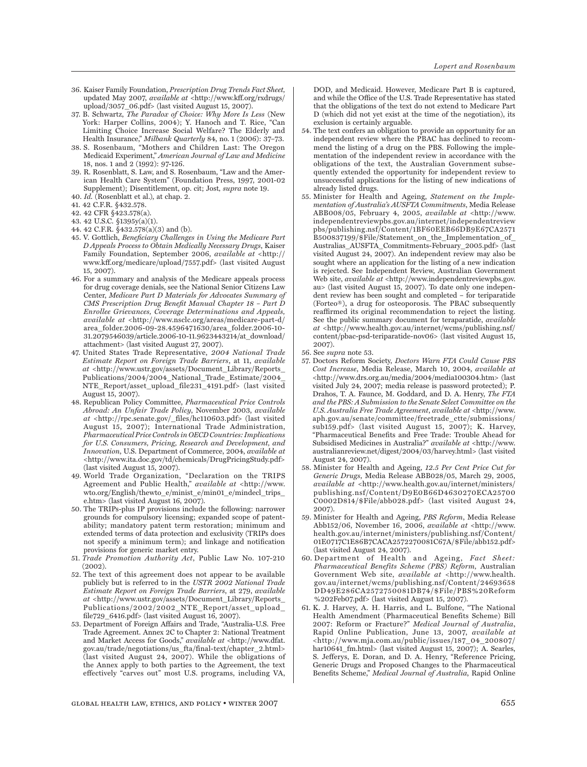36. Kaiser Family Foundation, *Prescription Drug Trends Fact Sheet*, updated May 2007, *available at* <http://www.kff.org/rxdrugs/upload/3057_06.pdf> (last visited August 15, 2007).
37. B. Schwartz, *The Paradox of Choice: Why More Is Less* (New York: Harper Collins, 2004); Y. Hanoch and T. Rice, "Can Limiting Choice Increase Social Welfare? The Elderly and Health Insurance," *Milbank Quarterly* 84, no. 1 (2006): 37-73.
38. S. Rosenbaum, "Mothers and Children Last: The Oregon Medicaid Experiment," *American Journal of Law and Medicine* 18, nos. 1 and 2 (1992): 97-126.
39. R. Rosenblatt, S. Law, and S. Rosenbaum, "Law and the American Health Care System" (Foundation Press, 1997, 2001-02 Supplement); Disentitlement, op. cit; Jost, *supra* note 19.
40. *Id.* (Rosenblatt et al.), at chap. 2.
41. 42 C.F.R. §432.578.
42. 42 CFR §423.578(a).
43. 42 U.S.C. §1395y(a)(1).
44. 42 C.F.R. §432.578(a)(3) and (b).
45. V. Gottlich, *Beneficiary Challenges in Using the Medicare Part D Appeals Process to Obtain Medically Necessary Drugs*, Kaiser Family Foundation, September 2006, *available at* <http://www.kff.org/medicare/upload/7557.pdf> (last visited August 15, 2007).
46. For a summary and analysis of the Medicare appeals process for drug coverage denials, see the National Senior Citizens Law Center, *Medicare Part D Materials for Advocates Summary of CMS Prescription Drug Benefit Manual Chapter 18 – Part D Enrollee Grievances, Coverage Determinations and Appeals, available at* <http://www.nsclc.org/areas/medicare-part-d/area_folder.2006-09-28.4596471630/area_folder.2006-10-31.2079546039/article.2006-10-11.9623443214/at_download/attachment> (last visited August 27, 2007).
47. United States Trade Representative, *2004 National Trade Estimate Report on Foreign Trade Barriers*, at 11, *available at* <http://www.ustr.gov/assets/Document_Library/Reports_Publications/2004/2004_National_Trade_Estimate/2004_NTE_Report/asset_upload_file231_4191.pdf> (last visited August 15, 2007).
48. Republican Policy Committee, *Pharmaceutical Price Controls Abroad: An Unfair Trade Policy*, November 2003, *available at* <http://rpc.senate.gov/_files/hc110603.pdf> (last visited August 15, 2007); International Trade Administration, *Pharmaceutical Price Controls in OECD Countries: Implications for U.S. Consumers, Pricing, Research and Development, and Innovation*, U.S. Department of Commerce, 2004, *available at* <http://www.ita.doc.gov/td/chemicals/DrugPricingStudy.pdf> (last visited August 15, 2007).
49. World Trade Organization, "Declaration on the TRIPS Agreement and Public Health," *available at* <http://www.wto.org/English/thewto_e/minist_e/min01_e/mindecl_trips_e.htm> (last visited August 16, 2007).
50. The TRIPs-plus IP provisions include the following: narrower grounds for compulsory licensing; expanded scope of patentability; mandatory patent term restoration; minimum and extended terms of data protection and exclusivity (TRIPs does not specify a minimum term); and linkage and notification provisions for generic market entry.
51. *Trade Promotion Authority Act*, Public Law No. 107-210 (2002).
52. The text of this agreement does not appear to be available publicly but is referred to in the *USTR 2002 National Trade Estimate Report on Foreign Trade Barriers*, at 279, *available at* <http://www.ustr.gov/assets/Document_Library/Reports_Publications/2002/2002_NTE_Report/asset_upload_file729_6416.pdf> (last visited August 16, 2007).
53. Department of Foreign Affairs and Trade, "Australia-U.S. Free Trade Agreement. Annex 2C to Chapter 2: National Treatment and Market Access for Goods," *available at* <http://www.dfat.gov.au/trade/negotiations/us_fta/final-text/chapter_2.html> (last visited August 24, 2007). While the obligations of the Annex apply to both parties to the Agreement, the text effectively "carves out" most U.S. programs, including VA, DOD, and Medicaid. However, Medicare Part B is captured, and while the Office of the U.S. Trade Representative has stated that the obligations of the text do not extend to Medicare Part D (which did not yet exist at the time of the negotiation), its exclusion is certainly arguable.
54. The text confers an obligation to provide an opportunity for an independent review where the PBAC has declined to recommend the listing of a drug on the PBS. Following the implementation of the independent review in accordance with the obligations of the text, the Australian Government subsequently extended the opportunity for independent review to unsuccessful applications for the listing of new indications of already listed drugs.
55. Minister for Health and Ageing, *Statement on the Implementation of Australia's AUSFTA Commitments*, Media Release ABB008/05, February 4, 2005, *available at* <http://www.independentreviewpbs.gov.au/internet/independentreviewpbs/publishing.nsf/Content/1BF60EEB66DB9E67CA2571B500837199/$File/Statement_on_the_Implementation_of_Australias_AUSFTA_Commitments-February_2005.pdf> (last visited August 24, 2007). An independent review may also be sought where an application for the listing of a new indication is rejected. See Independent Review, Australian Government Web site, *available at* <http://www.independentreviewpbs.gov.au> (last visited August 15, 2007). To date only one independent review has been sought and completed – for teriparatide (Forteo®), a drug for osteoporosis. The PBAC subsequently reaffirmed its original recommendation to reject the listing. See the public summary document for teraparatide, *available at* <http://www.health.gov.au/internet/wcms/publishing.nsf/content/pbac-psd-teriparatide-nov06> (last visited August 15, 2007).
56. See *supra* note 53.
57. Doctors Reform Society, *Doctors Warn FTA Could Cause PBS Cost Increase*, Media Release, March 10, 2004, *available at* <http://www.drs.org.au/media/2004/media100304.htm> (last visited July 24, 2007; media release is password protected); P. Drahos, T. A. Faunce, M. Goddard, and D. A. Henry, *The FTA and the PBS: A Submission to the Senate Select Committee on the U.S. Australia Free Trade Agreement*, *available at* <http://www.aph.gov.au/senate/committee/freetrade_ctte/submissions/sub159.pdf> (last visited August 15, 2007); K. Harvey, "Pharmaceutical Benefits and Free Trade: Trouble Ahead for Subsidised Medicines in Australia?" *available at* <http://www.australianreview.net/digest/2004/03/harvey.html> (last visited August 24, 2007).
58. Minister for Health and Ageing, *12.5 Per Cent Price Cut for Generic Drugs*, Media Release ABB028/05, March 29, 2005, *available at* <http://www.health.gov.au/internet/ministers/publishing.nsf/Content/D9E0B66D4630270ECA25700C0002D814/$File/abb028.pdf> (last visited August 24, 2007).
59. Minister for Health and Ageing, *PBS Reform*, Media Release Abb152/06, November 16, 2006, *available at* <http://www.health.gov.au/internet/ministers/publishing.nsf/Content/01E0717C1E86B7CACA2572270081C67A/$File/abb152.pdf> (last visited August 24, 2007).
60. Department of Health and Ageing, *Fact Sheet: Pharmaceutical Benefits Scheme (PBS) Reform*, Australian Government Web site, *available at* <http://www.health.gov.au/internet/wcms/publishing.nsf/Content/24693658DD49E286CA2572750081DB74/$File/PBS%20Reform%202Feb07.pdf> (last visited August 15, 2007).
61. K. J. Harvey, A. H. Harris, and L. Bulfone, "The National Health Amendment (Pharmaceutical Benefits Scheme) Bill 2007: Reform or Fracture?" *Medical Journal of Australia*, Rapid Online Publication, June 13, 2007, *available at* <http://www.mja.com.au/public/issues/187_04_200807/har10641_fm.html> (last visited August 15, 2007); A. Searles, S. Jefferys, E. Doran, and D. A. Henry, "Reference Pricing, Generic Drugs and Proposed Changes to the Pharmaceutical Benefits Scheme," *Medical Journal of Australia*, Rapid Online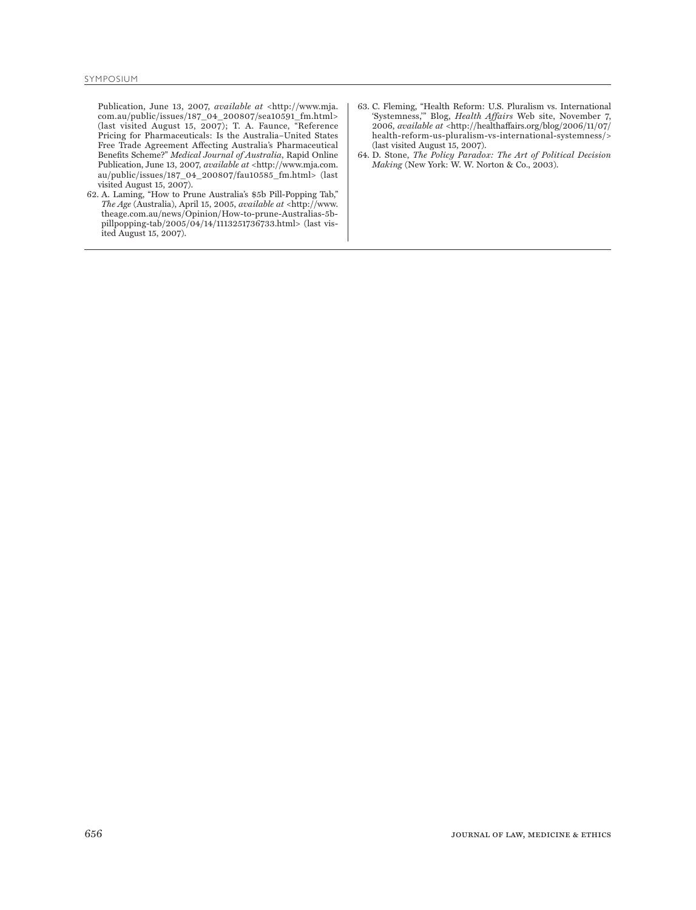Publication, June 13, 2007, *available at* <http://www.mja.com.au/public/issues/187_04_200807/sea10591_fm.html> (last visited August 15, 2007); T. A. Faunce, "Reference Pricing for Pharmaceuticals: Is the Australia–United States Free Trade Agreement Affecting Australia's Pharmaceutical Benefits Scheme?" *Medical Journal of Australia*, Rapid Online Publication, June 13, 2007, *available at* <http://www.mja.com.au/public/issues/187_04_200807/fau10585_fm.html> (last visited August 15, 2007).

62. A. Laming, "How to Prune Australia's $5b Pill-Popping Tab," *The Age* (Australia), April 15, 2005, *available at* <http://www.theage.com.au/news/Opinion/How-to-prune-Australias-5b-pillpopping-tab/2005/04/14/1113251736733.html> (last visited August 15, 2007).
63. C. Fleming, "Health Reform: U.S. Pluralism vs. International 'Systemness,'" Blog, *Health Affairs* Web site, November 7, 2006, *available at* <http://healthaffairs.org/blog/2006/11/07/health-reform-us-pluralism-vs-international-systemness/> (last visited August 15, 2007).
64. D. Stone, *The Policy Paradox: The Art of Political Decision Making* (New York: W. W. Norton & Co., 2003).